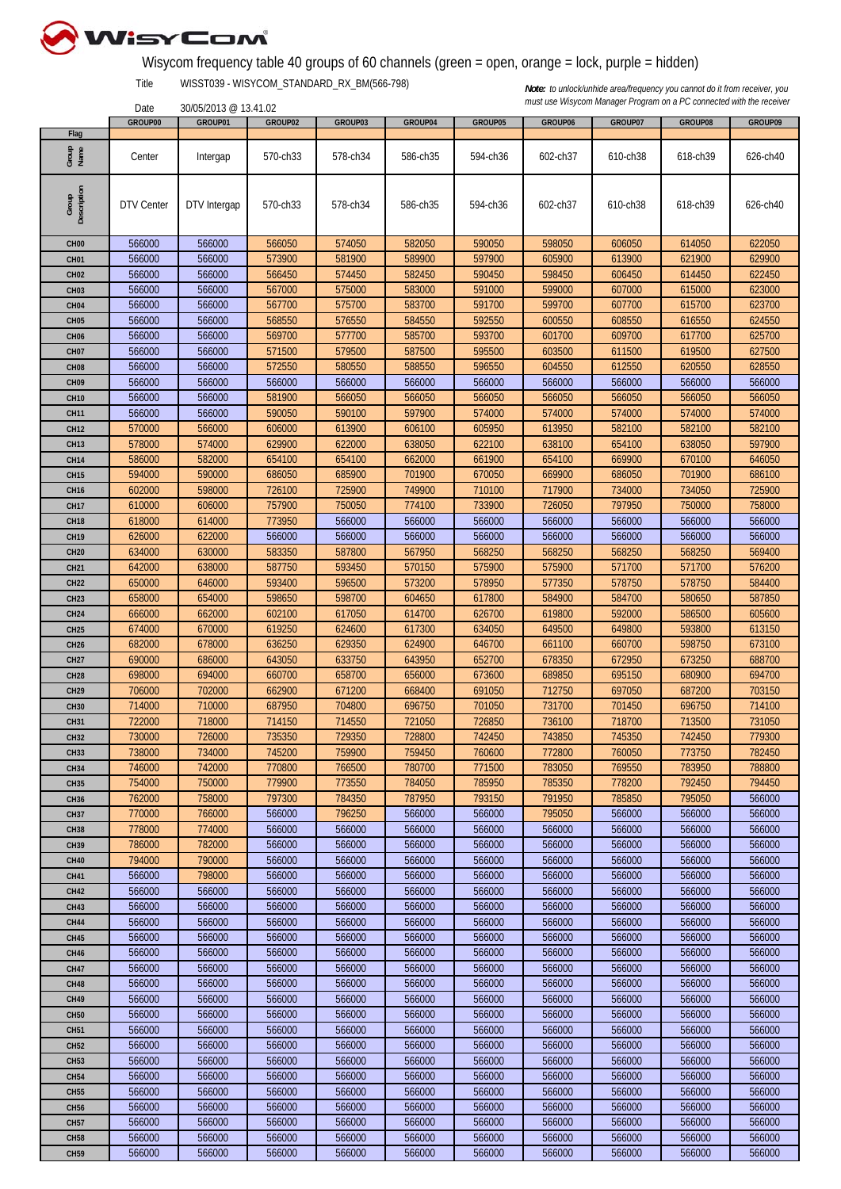# Wisycom frequency table 40 groups of 60 channels (green = open, orange = lock, purple = hidden)

Title WISST039 - WISYCOM_STANDARD_RX_BM(566-798)

Date 30/05/2013 @ 13.41.02

***Note:*** *to unlock/unhide area/frequency you cannot do it from receiver, you must use Wisycom Manager Program on a PC connected with the receiver*

| | GROUP00 | GROUP01 | GROUP02 | GROUP03 | GROUP04 | GROUP05 | GROUP06 | GROUP07 | GROUP08 | GROUP09 |
|---|---|---|---|---|---|---|---|---|---|---|
| Flag | | | | | | | | | | |
| Group Name | Center | Intergap | 570-ch33 | 578-ch34 | 586-ch35 | 594-ch36 | 602-ch37 | 610-ch38 | 618-ch39 | 626-ch40 |
| Group Description | DTV Center | DTV Intergap | 570-ch33 | 578-ch34 | 586-ch35 | 594-ch36 | 602-ch37 | 610-ch38 | 618-ch39 | 626-ch40 |
| CH00 | 566000 | 566000 | 566050 | 574050 | 582050 | 590050 | 598050 | 606050 | 614050 | 622050 |
| CH01 | 566000 | 566000 | 573900 | 581900 | 589900 | 597900 | 605900 | 613900 | 621900 | 629900 |
| CH02 | 566000 | 566000 | 566450 | 574450 | 582450 | 590450 | 598450 | 606450 | 614450 | 622450 |
| CH03 | 566000 | 566000 | 567000 | 575000 | 583000 | 591000 | 599000 | 607000 | 615000 | 623000 |
| CH04 | 566000 | 566000 | 567700 | 575700 | 583700 | 591700 | 599700 | 607700 | 615700 | 623700 |
| CH05 | 566000 | 566000 | 568550 | 576550 | 584550 | 592550 | 600550 | 608550 | 616550 | 624550 |
| CH06 | 566000 | 566000 | 569700 | 577700 | 585700 | 593700 | 601700 | 609700 | 617700 | 625700 |
| CH07 | 566000 | 566000 | 571500 | 579500 | 587500 | 595500 | 603500 | 611500 | 619500 | 627500 |
| CH08 | 566000 | 566000 | 572550 | 580550 | 588550 | 596550 | 604550 | 612550 | 620550 | 628550 |
| CH09 | 566000 | 566000 | 566000 | 566000 | 566000 | 566000 | 566000 | 566000 | 566000 | 566000 |
| CH10 | 566000 | 566000 | 581900 | 566050 | 566050 | 566050 | 566050 | 566050 | 566050 | 566050 |
| CH11 | 566000 | 566000 | 590050 | 590100 | 597900 | 574000 | 574000 | 574000 | 574000 | 574000 |
| CH12 | 570000 | 566000 | 606000 | 613900 | 606100 | 605950 | 613950 | 582100 | 582100 | 582100 |
| CH13 | 578000 | 574000 | 629900 | 622000 | 638050 | 622100 | 638100 | 654100 | 638050 | 597900 |
| CH14 | 586000 | 582000 | 654100 | 654100 | 662000 | 661900 | 654100 | 669900 | 670100 | 646050 |
| CH15 | 594000 | 590000 | 686050 | 685900 | 701900 | 670050 | 669900 | 686050 | 701900 | 686100 |
| CH16 | 602000 | 598000 | 726100 | 725900 | 749900 | 710100 | 717900 | 734000 | 734050 | 725900 |
| CH17 | 610000 | 606000 | 757900 | 750050 | 774100 | 733900 | 726050 | 797950 | 750000 | 758000 |
| CH18 | 618000 | 614000 | 773950 | 566000 | 566000 | 566000 | 566000 | 566000 | 566000 | 566000 |
| CH19 | 626000 | 622000 | 566000 | 566000 | 566000 | 566000 | 566000 | 566000 | 566000 | 566000 |
| CH20 | 634000 | 630000 | 583350 | 587800 | 567950 | 568250 | 568250 | 568250 | 568250 | 569400 |
| CH21 | 642000 | 638000 | 587750 | 593450 | 570150 | 575900 | 575900 | 571700 | 571700 | 576200 |
| CH22 | 650000 | 646000 | 593400 | 596500 | 573200 | 578950 | 577350 | 578750 | 578750 | 584400 |
| CH23 | 658000 | 654000 | 598650 | 598700 | 604650 | 617800 | 584900 | 584700 | 580650 | 587850 |
| CH24 | 666000 | 662000 | 602100 | 617050 | 614700 | 626700 | 619800 | 592000 | 586500 | 605600 |
| CH25 | 674000 | 670000 | 619250 | 624600 | 617300 | 634050 | 649500 | 649800 | 593800 | 613150 |
| CH26 | 682000 | 678000 | 636250 | 629350 | 624900 | 646700 | 661100 | 660700 | 598750 | 673100 |
| CH27 | 690000 | 686000 | 643050 | 633750 | 643950 | 652700 | 678350 | 672950 | 673250 | 688700 |
| CH28 | 698000 | 694000 | 660700 | 658700 | 656000 | 673600 | 689850 | 695150 | 680900 | 694700 |
| CH29 | 706000 | 702000 | 662900 | 671200 | 668400 | 691050 | 712750 | 697050 | 687200 | 703150 |
| CH30 | 714000 | 710000 | 687950 | 704800 | 696750 | 701050 | 731700 | 701450 | 696750 | 714100 |
| CH31 | 722000 | 718000 | 714150 | 714550 | 721050 | 726850 | 736100 | 718700 | 713500 | 731050 |
| CH32 | 730000 | 726000 | 735350 | 729350 | 728800 | 742450 | 743850 | 745350 | 742450 | 779300 |
| CH33 | 738000 | 734000 | 745200 | 759900 | 759450 | 760600 | 772800 | 760050 | 773750 | 782450 |
| CH34 | 746000 | 742000 | 770800 | 766500 | 780700 | 771500 | 783050 | 769550 | 783950 | 788800 |
| CH35 | 754000 | 750000 | 779900 | 773550 | 784050 | 785950 | 785350 | 778200 | 792450 | 794450 |
| CH36 | 762000 | 758000 | 797300 | 784350 | 787950 | 793150 | 791950 | 785850 | 795050 | 566000 |
| CH37 | 770000 | 766000 | 566000 | 796250 | 566000 | 566000 | 795050 | 566000 | 566000 | 566000 |
| CH38 | 778000 | 774000 | 566000 | 566000 | 566000 | 566000 | 566000 | 566000 | 566000 | 566000 |
| CH39 | 786000 | 782000 | 566000 | 566000 | 566000 | 566000 | 566000 | 566000 | 566000 | 566000 |
| CH40 | 794000 | 790000 | 566000 | 566000 | 566000 | 566000 | 566000 | 566000 | 566000 | 566000 |
| CH41 | 566000 | 798000 | 566000 | 566000 | 566000 | 566000 | 566000 | 566000 | 566000 | 566000 |
| CH42 | 566000 | 566000 | 566000 | 566000 | 566000 | 566000 | 566000 | 566000 | 566000 | 566000 |
| CH43 | 566000 | 566000 | 566000 | 566000 | 566000 | 566000 | 566000 | 566000 | 566000 | 566000 |
| CH44 | 566000 | 566000 | 566000 | 566000 | 566000 | 566000 | 566000 | 566000 | 566000 | 566000 |
| CH45 | 566000 | 566000 | 566000 | 566000 | 566000 | 566000 | 566000 | 566000 | 566000 | 566000 |
| CH46 | 566000 | 566000 | 566000 | 566000 | 566000 | 566000 | 566000 | 566000 | 566000 | 566000 |
| CH47 | 566000 | 566000 | 566000 | 566000 | 566000 | 566000 | 566000 | 566000 | 566000 | 566000 |
| CH48 | 566000 | 566000 | 566000 | 566000 | 566000 | 566000 | 566000 | 566000 | 566000 | 566000 |
| CH49 | 566000 | 566000 | 566000 | 566000 | 566000 | 566000 | 566000 | 566000 | 566000 | 566000 |
| CH50 | 566000 | 566000 | 566000 | 566000 | 566000 | 566000 | 566000 | 566000 | 566000 | 566000 |
| CH51 | 566000 | 566000 | 566000 | 566000 | 566000 | 566000 | 566000 | 566000 | 566000 | 566000 |
| CH52 | 566000 | 566000 | 566000 | 566000 | 566000 | 566000 | 566000 | 566000 | 566000 | 566000 |
| CH53 | 566000 | 566000 | 566000 | 566000 | 566000 | 566000 | 566000 | 566000 | 566000 | 566000 |
| CH54 | 566000 | 566000 | 566000 | 566000 | 566000 | 566000 | 566000 | 566000 | 566000 | 566000 |
| CH55 | 566000 | 566000 | 566000 | 566000 | 566000 | 566000 | 566000 | 566000 | 566000 | 566000 |
| CH56 | 566000 | 566000 | 566000 | 566000 | 566000 | 566000 | 566000 | 566000 | 566000 | 566000 |
| CH57 | 566000 | 566000 | 566000 | 566000 | 566000 | 566000 | 566000 | 566000 | 566000 | 566000 |
| CH58 | 566000 | 566000 | 566000 | 566000 | 566000 | 566000 | 566000 | 566000 | 566000 | 566000 |
| CH59 | 566000 | 566000 | 566000 | 566000 | 566000 | 566000 | 566000 | 566000 | 566000 | 566000 |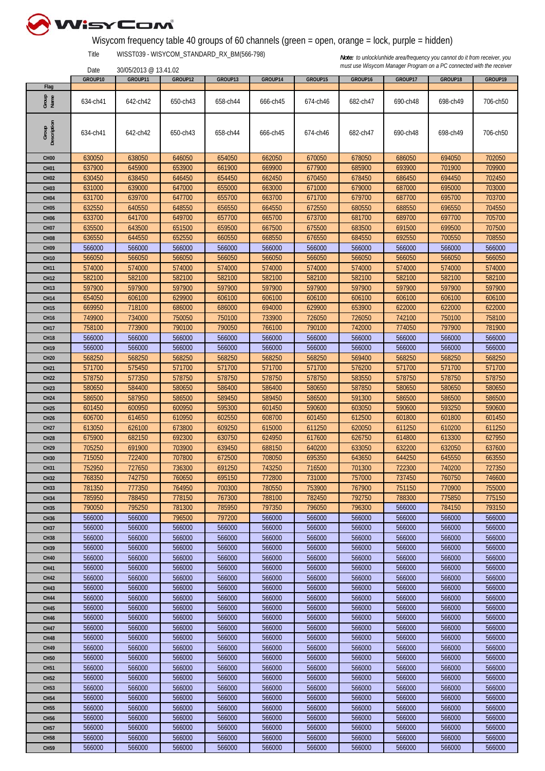Wisycom frequency table 40 groups of 60 channels (green = open, orange = lock, purple = hidden)

Title WISST039 - WISYCOM_STANDARD_RX_BM(566-798)

Date 30/05/2013 @ 13.41.02

***Note:*** *to unlock/unhide area/frequency you cannot do it from receiver, you must use Wisycom Manager Program on a PC connected with the receiver*

| | GROUP10 | GROUP11 | GROUP12 | GROUP13 | GROUP14 | GROUP15 | GROUP16 | GROUP17 | GROUP18 | GROUP19 |
|---|---|---|---|---|---|---|---|---|---|---|
| Flag | | | | | | | | | | |
| Group Name | 634-ch41 | 642-ch42 | 650-ch43 | 658-ch44 | 666-ch45 | 674-ch46 | 682-ch47 | 690-ch48 | 698-ch49 | 706-ch50 |
| Group Description | 634-ch41 | 642-ch42 | 650-ch43 | 658-ch44 | 666-ch45 | 674-ch46 | 682-ch47 | 690-ch48 | 698-ch49 | 706-ch50 |
| CH00 | 630050 | 638050 | 646050 | 654050 | 662050 | 670050 | 678050 | 686050 | 694050 | 702050 |
| CH01 | 637900 | 645900 | 653900 | 661900 | 669900 | 677900 | 685900 | 693900 | 701900 | 709900 |
| CH02 | 630450 | 638450 | 646450 | 654450 | 662450 | 670450 | 678450 | 686450 | 694450 | 702450 |
| CH03 | 631000 | 639000 | 647000 | 655000 | 663000 | 671000 | 679000 | 687000 | 695000 | 703000 |
| CH04 | 631700 | 639700 | 647700 | 655700 | 663700 | 671700 | 679700 | 687700 | 695700 | 703700 |
| CH05 | 632550 | 640550 | 648550 | 656550 | 664550 | 672550 | 680550 | 688550 | 696550 | 704550 |
| CH06 | 633700 | 641700 | 649700 | 657700 | 665700 | 673700 | 681700 | 689700 | 697700 | 705700 |
| CH07 | 635500 | 643500 | 651500 | 659500 | 667500 | 675500 | 683500 | 691500 | 699500 | 707500 |
| CH08 | 636550 | 644550 | 652550 | 660550 | 668550 | 676550 | 684550 | 692550 | 700550 | 708550 |
| CH09 | 566000 | 566000 | 566000 | 566000 | 566000 | 566000 | 566000 | 566000 | 566000 | 566000 |
| CH10 | 566050 | 566050 | 566050 | 566050 | 566050 | 566050 | 566050 | 566050 | 566050 | 566050 |
| CH11 | 574000 | 574000 | 574000 | 574000 | 574000 | 574000 | 574000 | 574000 | 574000 | 574000 |
| CH12 | 582100 | 582100 | 582100 | 582100 | 582100 | 582100 | 582100 | 582100 | 582100 | 582100 |
| CH13 | 597900 | 597900 | 597900 | 597900 | 597900 | 597900 | 597900 | 597900 | 597900 | 597900 |
| CH14 | 654050 | 606100 | 629900 | 606100 | 606100 | 606100 | 606100 | 606100 | 606100 | 606100 |
| CH15 | 669950 | 718100 | 686000 | 686000 | 694000 | 629900 | 653900 | 622000 | 622000 | 622000 |
| CH16 | 749900 | 734000 | 750050 | 750100 | 733900 | 726050 | 726050 | 742100 | 750100 | 758100 |
| CH17 | 758100 | 773900 | 790100 | 790050 | 766100 | 790100 | 742000 | 774050 | 797900 | 781900 |
| CH18 | 566000 | 566000 | 566000 | 566000 | 566000 | 566000 | 566000 | 566000 | 566000 | 566000 |
| CH19 | 566000 | 566000 | 566000 | 566000 | 566000 | 566000 | 566000 | 566000 | 566000 | 566000 |
| CH20 | 568250 | 568250 | 568250 | 568250 | 568250 | 568250 | 569400 | 568250 | 568250 | 568250 |
| CH21 | 571700 | 575450 | 571700 | 571700 | 571700 | 571700 | 576200 | 571700 | 571700 | 571700 |
| CH22 | 578750 | 577350 | 578750 | 578750 | 578750 | 578750 | 583550 | 578750 | 578750 | 578750 |
| CH23 | 580650 | 584400 | 580650 | 586400 | 586400 | 580650 | 587850 | 580650 | 580650 | 580650 |
| CH24 | 586500 | 587950 | 586500 | 589450 | 589450 | 586500 | 591300 | 586500 | 586500 | 586500 |
| CH25 | 601450 | 600950 | 600950 | 595300 | 601450 | 590600 | 603050 | 590600 | 593250 | 590600 |
| CH26 | 606700 | 614650 | 610950 | 602550 | 608700 | 601450 | 612500 | 601800 | 601800 | 601450 |
| CH27 | 613050 | 626100 | 673800 | 609250 | 615000 | 611250 | 620050 | 611250 | 610200 | 611250 |
| CH28 | 675900 | 682150 | 692300 | 630750 | 624950 | 617600 | 626750 | 614800 | 613300 | 627950 |
| CH29 | 705250 | 691900 | 703900 | 639450 | 688150 | 640200 | 633050 | 632200 | 632050 | 637600 |
| CH30 | 715050 | 722400 | 707800 | 672500 | 708050 | 695350 | 643650 | 644250 | 645550 | 663550 |
| CH31 | 752950 | 727650 | 736300 | 691250 | 743250 | 716500 | 701300 | 722300 | 740200 | 727350 |
| CH32 | 768350 | 742750 | 760650 | 695150 | 772800 | 731000 | 757000 | 737450 | 760750 | 746600 |
| CH33 | 781350 | 777350 | 764950 | 700300 | 780550 | 753900 | 767900 | 751150 | 770900 | 755000 |
| CH34 | 785950 | 788450 | 778150 | 767300 | 788100 | 782450 | 792750 | 788300 | 775850 | 775150 |
| CH35 | 790050 | 795250 | 781300 | 785950 | 797350 | 796050 | 796300 | 566000 | 784150 | 793150 |
| CH36 | 566000 | 566000 | 796500 | 797200 | 566000 | 566000 | 566000 | 566000 | 566000 | 566000 |
| CH37 | 566000 | 566000 | 566000 | 566000 | 566000 | 566000 | 566000 | 566000 | 566000 | 566000 |
| CH38 | 566000 | 566000 | 566000 | 566000 | 566000 | 566000 | 566000 | 566000 | 566000 | 566000 |
| CH39 | 566000 | 566000 | 566000 | 566000 | 566000 | 566000 | 566000 | 566000 | 566000 | 566000 |
| CH40 | 566000 | 566000 | 566000 | 566000 | 566000 | 566000 | 566000 | 566000 | 566000 | 566000 |
| CH41 | 566000 | 566000 | 566000 | 566000 | 566000 | 566000 | 566000 | 566000 | 566000 | 566000 |
| CH42 | 566000 | 566000 | 566000 | 566000 | 566000 | 566000 | 566000 | 566000 | 566000 | 566000 |
| CH43 | 566000 | 566000 | 566000 | 566000 | 566000 | 566000 | 566000 | 566000 | 566000 | 566000 |
| CH44 | 566000 | 566000 | 566000 | 566000 | 566000 | 566000 | 566000 | 566000 | 566000 | 566000 |
| CH45 | 566000 | 566000 | 566000 | 566000 | 566000 | 566000 | 566000 | 566000 | 566000 | 566000 |
| CH46 | 566000 | 566000 | 566000 | 566000 | 566000 | 566000 | 566000 | 566000 | 566000 | 566000 |
| CH47 | 566000 | 566000 | 566000 | 566000 | 566000 | 566000 | 566000 | 566000 | 566000 | 566000 |
| CH48 | 566000 | 566000 | 566000 | 566000 | 566000 | 566000 | 566000 | 566000 | 566000 | 566000 |
| CH49 | 566000 | 566000 | 566000 | 566000 | 566000 | 566000 | 566000 | 566000 | 566000 | 566000 |
| CH50 | 566000 | 566000 | 566000 | 566000 | 566000 | 566000 | 566000 | 566000 | 566000 | 566000 |
| CH51 | 566000 | 566000 | 566000 | 566000 | 566000 | 566000 | 566000 | 566000 | 566000 | 566000 |
| CH52 | 566000 | 566000 | 566000 | 566000 | 566000 | 566000 | 566000 | 566000 | 566000 | 566000 |
| CH53 | 566000 | 566000 | 566000 | 566000 | 566000 | 566000 | 566000 | 566000 | 566000 | 566000 |
| CH54 | 566000 | 566000 | 566000 | 566000 | 566000 | 566000 | 566000 | 566000 | 566000 | 566000 |
| CH55 | 566000 | 566000 | 566000 | 566000 | 566000 | 566000 | 566000 | 566000 | 566000 | 566000 |
| CH56 | 566000 | 566000 | 566000 | 566000 | 566000 | 566000 | 566000 | 566000 | 566000 | 566000 |
| CH57 | 566000 | 566000 | 566000 | 566000 | 566000 | 566000 | 566000 | 566000 | 566000 | 566000 |
| CH58 | 566000 | 566000 | 566000 | 566000 | 566000 | 566000 | 566000 | 566000 | 566000 | 566000 |
| CH59 | 566000 | 566000 | 566000 | 566000 | 566000 | 566000 | 566000 | 566000 | 566000 | 566000 |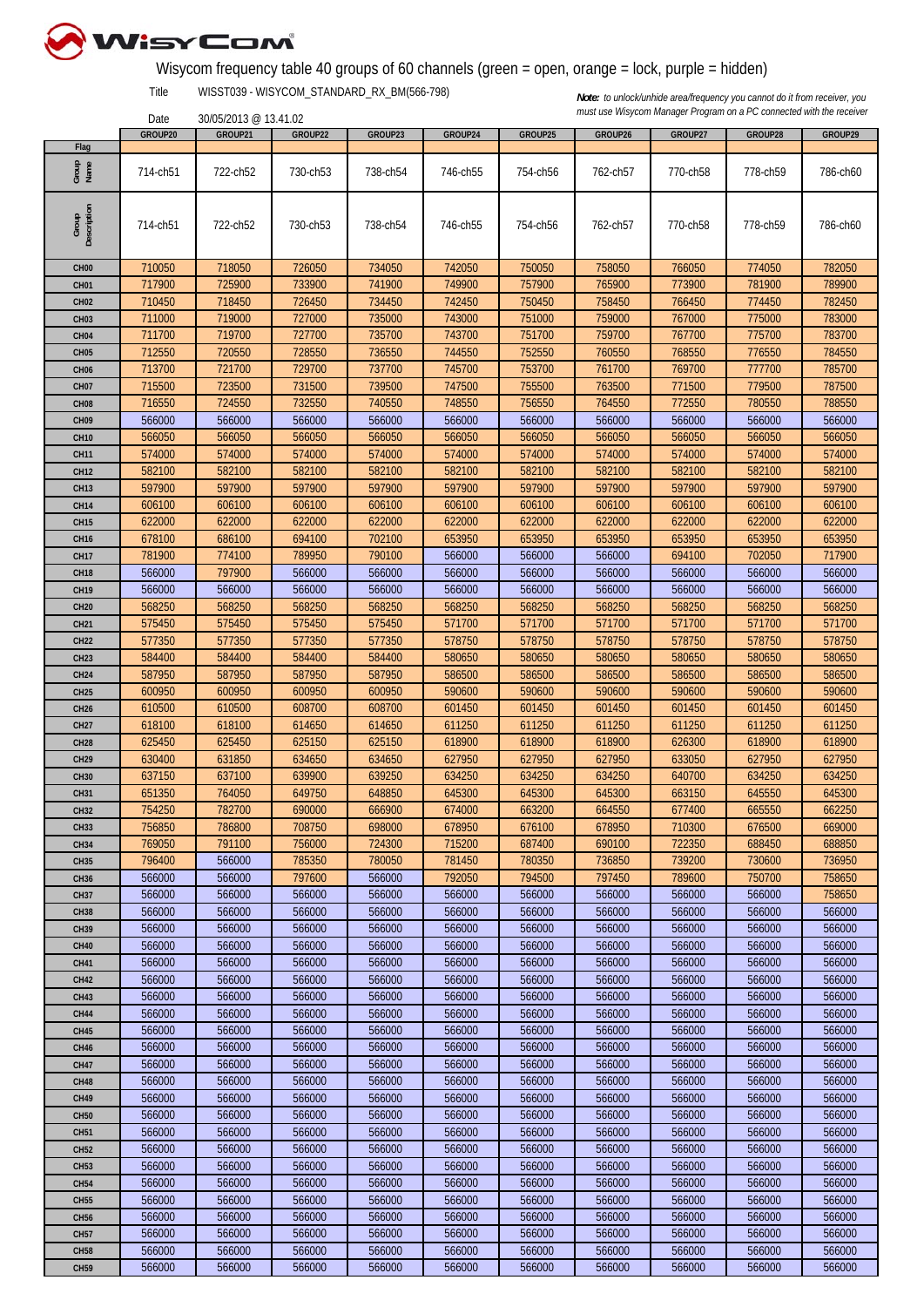# Wisycom frequency table 40 groups of 60 channels (green = open, orange = lock, purple = hidden)

Title WISST039 - WISYCOM_STANDARD_RX_BM(566-798)

Date 30/05/2013 @ 13.41.02

***Note:*** *to unlock/unhide area/frequency you cannot do it from receiver, you must use Wisycom Manager Program on a PC connected with the receiver*

| | GROUP20 | GROUP21 | GROUP22 | GROUP23 | GROUP24 | GROUP25 | GROUP26 | GROUP27 | GROUP28 | GROUP29 |
|---|---|---|---|---|---|---|---|---|---|---|
| Flag | | | | | | | | | | |
| Group Name | 714-ch51 | 722-ch52 | 730-ch53 | 738-ch54 | 746-ch55 | 754-ch56 | 762-ch57 | 770-ch58 | 778-ch59 | 786-ch60 |
| Group Description | 714-ch51 | 722-ch52 | 730-ch53 | 738-ch54 | 746-ch55 | 754-ch56 | 762-ch57 | 770-ch58 | 778-ch59 | 786-ch60 |
| CH00 | 710050 | 718050 | 726050 | 734050 | 742050 | 750050 | 758050 | 766050 | 774050 | 782050 |
| CH01 | 717900 | 725900 | 733900 | 741900 | 749900 | 757900 | 765900 | 773900 | 781900 | 789900 |
| CH02 | 710450 | 718450 | 726450 | 734450 | 742450 | 750450 | 758450 | 766450 | 774450 | 782450 |
| CH03 | 711000 | 719000 | 727000 | 735000 | 743000 | 751000 | 759000 | 767000 | 775000 | 783000 |
| CH04 | 711700 | 719700 | 727700 | 735700 | 743700 | 751700 | 759700 | 767700 | 775700 | 783700 |
| CH05 | 712550 | 720550 | 728550 | 736550 | 744550 | 752550 | 760550 | 768550 | 776550 | 784550 |
| CH06 | 713700 | 721700 | 729700 | 737700 | 745700 | 753700 | 761700 | 769700 | 777700 | 785700 |
| CH07 | 715500 | 723500 | 731500 | 739500 | 747500 | 755500 | 763500 | 771500 | 779500 | 787500 |
| CH08 | 716550 | 724550 | 732550 | 740550 | 748550 | 756550 | 764550 | 772550 | 780550 | 788550 |
| CH09 | 566000 | 566000 | 566000 | 566000 | 566000 | 566000 | 566000 | 566000 | 566000 | 566000 |
| CH10 | 566050 | 566050 | 566050 | 566050 | 566050 | 566050 | 566050 | 566050 | 566050 | 566050 |
| CH11 | 574000 | 574000 | 574000 | 574000 | 574000 | 574000 | 574000 | 574000 | 574000 | 574000 |
| CH12 | 582100 | 582100 | 582100 | 582100 | 582100 | 582100 | 582100 | 582100 | 582100 | 582100 |
| CH13 | 597900 | 597900 | 597900 | 597900 | 597900 | 597900 | 597900 | 597900 | 597900 | 597900 |
| CH14 | 606100 | 606100 | 606100 | 606100 | 606100 | 606100 | 606100 | 606100 | 606100 | 606100 |
| CH15 | 622000 | 622000 | 622000 | 622000 | 622000 | 622000 | 622000 | 622000 | 622000 | 622000 |
| CH16 | 678100 | 686100 | 694100 | 702100 | 653950 | 653950 | 653950 | 653950 | 653950 | 653950 |
| CH17 | 781900 | 774100 | 789950 | 790100 | 566000 | 566000 | 566000 | 694100 | 702050 | 717900 |
| CH18 | 566000 | 797900 | 566000 | 566000 | 566000 | 566000 | 566000 | 566000 | 566000 | 566000 |
| CH19 | 566000 | 566000 | 566000 | 566000 | 566000 | 566000 | 566000 | 566000 | 566000 | 566000 |
| CH20 | 568250 | 568250 | 568250 | 568250 | 568250 | 568250 | 568250 | 568250 | 568250 | 568250 |
| CH21 | 575450 | 575450 | 575450 | 575450 | 571700 | 571700 | 571700 | 571700 | 571700 | 571700 |
| CH22 | 577350 | 577350 | 577350 | 577350 | 578750 | 578750 | 578750 | 578750 | 578750 | 578750 |
| CH23 | 584400 | 584400 | 584400 | 584400 | 580650 | 580650 | 580650 | 580650 | 580650 | 580650 |
| CH24 | 587950 | 587950 | 587950 | 587950 | 586500 | 586500 | 586500 | 586500 | 586500 | 586500 |
| CH25 | 600950 | 600950 | 600950 | 600950 | 590600 | 590600 | 590600 | 590600 | 590600 | 590600 |
| CH26 | 610500 | 610500 | 608700 | 608700 | 601450 | 601450 | 601450 | 601450 | 601450 | 601450 |
| CH27 | 618100 | 618100 | 614650 | 614650 | 611250 | 611250 | 611250 | 611250 | 611250 | 611250 |
| CH28 | 625450 | 625450 | 625150 | 625150 | 618900 | 618900 | 618900 | 626300 | 618900 | 618900 |
| CH29 | 630400 | 631850 | 634650 | 634650 | 627950 | 627950 | 627950 | 633050 | 627950 | 627950 |
| CH30 | 637150 | 637100 | 639900 | 639250 | 634250 | 634250 | 634250 | 640700 | 634250 | 634250 |
| CH31 | 651350 | 764050 | 649750 | 648850 | 645300 | 645300 | 645300 | 663150 | 645550 | 645300 |
| CH32 | 754250 | 782700 | 690000 | 666900 | 674000 | 663200 | 664550 | 677400 | 665550 | 662250 |
| CH33 | 756850 | 786800 | 708750 | 698000 | 678950 | 676100 | 678950 | 710300 | 676500 | 669000 |
| CH34 | 769050 | 791100 | 756000 | 724300 | 715200 | 687400 | 690100 | 722350 | 688450 | 688850 |
| CH35 | 796400 | 566000 | 785350 | 780050 | 781450 | 780350 | 736850 | 739200 | 730600 | 736950 |
| CH36 | 566000 | 566000 | 797600 | 566000 | 792050 | 794500 | 797450 | 789600 | 750700 | 758650 |
| CH37 | 566000 | 566000 | 566000 | 566000 | 566000 | 566000 | 566000 | 566000 | 566000 | 758650 |
| CH38 | 566000 | 566000 | 566000 | 566000 | 566000 | 566000 | 566000 | 566000 | 566000 | 566000 |
| CH39 | 566000 | 566000 | 566000 | 566000 | 566000 | 566000 | 566000 | 566000 | 566000 | 566000 |
| CH40 | 566000 | 566000 | 566000 | 566000 | 566000 | 566000 | 566000 | 566000 | 566000 | 566000 |
| CH41 | 566000 | 566000 | 566000 | 566000 | 566000 | 566000 | 566000 | 566000 | 566000 | 566000 |
| CH42 | 566000 | 566000 | 566000 | 566000 | 566000 | 566000 | 566000 | 566000 | 566000 | 566000 |
| CH43 | 566000 | 566000 | 566000 | 566000 | 566000 | 566000 | 566000 | 566000 | 566000 | 566000 |
| CH44 | 566000 | 566000 | 566000 | 566000 | 566000 | 566000 | 566000 | 566000 | 566000 | 566000 |
| CH45 | 566000 | 566000 | 566000 | 566000 | 566000 | 566000 | 566000 | 566000 | 566000 | 566000 |
| CH46 | 566000 | 566000 | 566000 | 566000 | 566000 | 566000 | 566000 | 566000 | 566000 | 566000 |
| CH47 | 566000 | 566000 | 566000 | 566000 | 566000 | 566000 | 566000 | 566000 | 566000 | 566000 |
| CH48 | 566000 | 566000 | 566000 | 566000 | 566000 | 566000 | 566000 | 566000 | 566000 | 566000 |
| CH49 | 566000 | 566000 | 566000 | 566000 | 566000 | 566000 | 566000 | 566000 | 566000 | 566000 |
| CH50 | 566000 | 566000 | 566000 | 566000 | 566000 | 566000 | 566000 | 566000 | 566000 | 566000 |
| CH51 | 566000 | 566000 | 566000 | 566000 | 566000 | 566000 | 566000 | 566000 | 566000 | 566000 |
| CH52 | 566000 | 566000 | 566000 | 566000 | 566000 | 566000 | 566000 | 566000 | 566000 | 566000 |
| CH53 | 566000 | 566000 | 566000 | 566000 | 566000 | 566000 | 566000 | 566000 | 566000 | 566000 |
| CH54 | 566000 | 566000 | 566000 | 566000 | 566000 | 566000 | 566000 | 566000 | 566000 | 566000 |
| CH55 | 566000 | 566000 | 566000 | 566000 | 566000 | 566000 | 566000 | 566000 | 566000 | 566000 |
| CH56 | 566000 | 566000 | 566000 | 566000 | 566000 | 566000 | 566000 | 566000 | 566000 | 566000 |
| CH57 | 566000 | 566000 | 566000 | 566000 | 566000 | 566000 | 566000 | 566000 | 566000 | 566000 |
| CH58 | 566000 | 566000 | 566000 | 566000 | 566000 | 566000 | 566000 | 566000 | 566000 | 566000 |
| CH59 | 566000 | 566000 | 566000 | 566000 | 566000 | 566000 | 566000 | 566000 | 566000 | 566000 |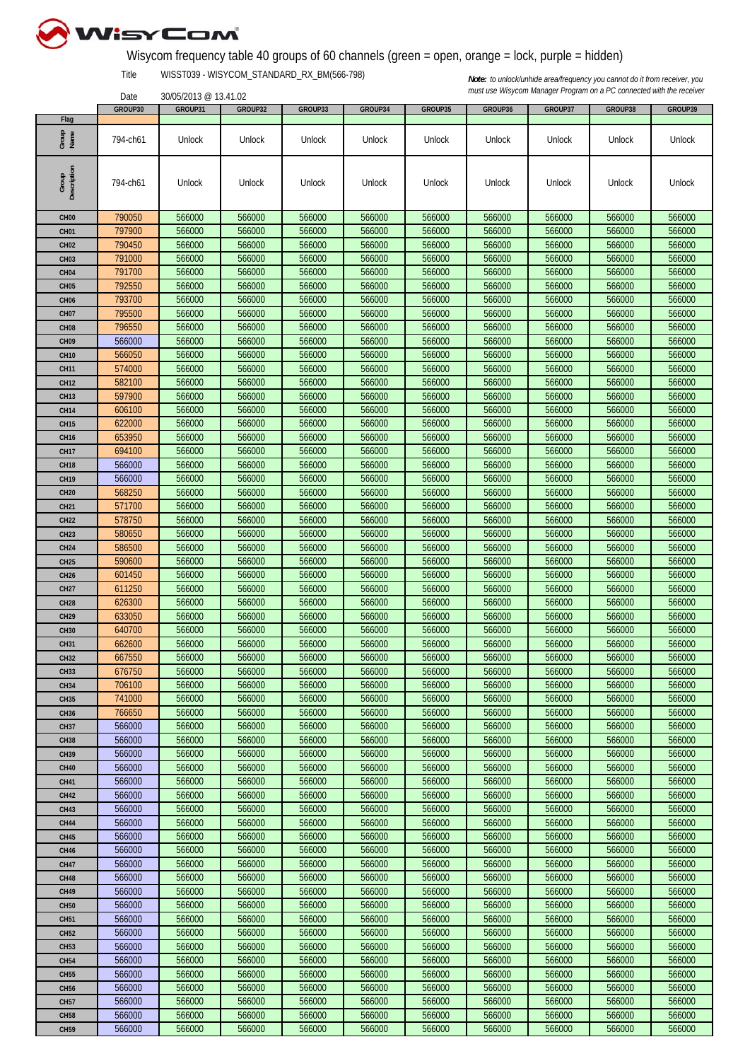Wisycom frequency table 40 groups of 60 channels (green = open, orange = lock, purple = hidden)

Title WISST039 - WISYCOM_STANDARD_RX_BM(566-798)

Date 30/05/2013 @ 13.41.02

***Note:*** *to unlock/unhide area/frequency you cannot do it from receiver, you must use Wisycom Manager Program on a PC connected with the receiver*

| | GROUP30 | GROUP31 | GROUP32 | GROUP33 | GROUP34 | GROUP35 | GROUP36 | GROUP37 | GROUP38 | GROUP39 |
|---|---|---|---|---|---|---|---|---|---|---|
| Flag | | | | | | | | | | |
| Group Name | 794-ch61 | Unlock | Unlock | Unlock | Unlock | Unlock | Unlock | Unlock | Unlock | Unlock |
| Group Description | 794-ch61 | Unlock | Unlock | Unlock | Unlock | Unlock | Unlock | Unlock | Unlock | Unlock |
| CH00 | 790050 | 566000 | 566000 | 566000 | 566000 | 566000 | 566000 | 566000 | 566000 | 566000 |
| CH01 | 797900 | 566000 | 566000 | 566000 | 566000 | 566000 | 566000 | 566000 | 566000 | 566000 |
| CH02 | 790450 | 566000 | 566000 | 566000 | 566000 | 566000 | 566000 | 566000 | 566000 | 566000 |
| CH03 | 791000 | 566000 | 566000 | 566000 | 566000 | 566000 | 566000 | 566000 | 566000 | 566000 |
| CH04 | 791700 | 566000 | 566000 | 566000 | 566000 | 566000 | 566000 | 566000 | 566000 | 566000 |
| CH05 | 792550 | 566000 | 566000 | 566000 | 566000 | 566000 | 566000 | 566000 | 566000 | 566000 |
| CH06 | 793700 | 566000 | 566000 | 566000 | 566000 | 566000 | 566000 | 566000 | 566000 | 566000 |
| CH07 | 795500 | 566000 | 566000 | 566000 | 566000 | 566000 | 566000 | 566000 | 566000 | 566000 |
| CH08 | 796550 | 566000 | 566000 | 566000 | 566000 | 566000 | 566000 | 566000 | 566000 | 566000 |
| CH09 | 566000 | 566000 | 566000 | 566000 | 566000 | 566000 | 566000 | 566000 | 566000 | 566000 |
| CH10 | 566050 | 566000 | 566000 | 566000 | 566000 | 566000 | 566000 | 566000 | 566000 | 566000 |
| CH11 | 574000 | 566000 | 566000 | 566000 | 566000 | 566000 | 566000 | 566000 | 566000 | 566000 |
| CH12 | 582100 | 566000 | 566000 | 566000 | 566000 | 566000 | 566000 | 566000 | 566000 | 566000 |
| CH13 | 597900 | 566000 | 566000 | 566000 | 566000 | 566000 | 566000 | 566000 | 566000 | 566000 |
| CH14 | 606100 | 566000 | 566000 | 566000 | 566000 | 566000 | 566000 | 566000 | 566000 | 566000 |
| CH15 | 622000 | 566000 | 566000 | 566000 | 566000 | 566000 | 566000 | 566000 | 566000 | 566000 |
| CH16 | 653950 | 566000 | 566000 | 566000 | 566000 | 566000 | 566000 | 566000 | 566000 | 566000 |
| CH17 | 694100 | 566000 | 566000 | 566000 | 566000 | 566000 | 566000 | 566000 | 566000 | 566000 |
| CH18 | 566000 | 566000 | 566000 | 566000 | 566000 | 566000 | 566000 | 566000 | 566000 | 566000 |
| CH19 | 566000 | 566000 | 566000 | 566000 | 566000 | 566000 | 566000 | 566000 | 566000 | 566000 |
| CH20 | 568250 | 566000 | 566000 | 566000 | 566000 | 566000 | 566000 | 566000 | 566000 | 566000 |
| CH21 | 571700 | 566000 | 566000 | 566000 | 566000 | 566000 | 566000 | 566000 | 566000 | 566000 |
| CH22 | 578750 | 566000 | 566000 | 566000 | 566000 | 566000 | 566000 | 566000 | 566000 | 566000 |
| CH23 | 580650 | 566000 | 566000 | 566000 | 566000 | 566000 | 566000 | 566000 | 566000 | 566000 |
| CH24 | 586500 | 566000 | 566000 | 566000 | 566000 | 566000 | 566000 | 566000 | 566000 | 566000 |
| CH25 | 590600 | 566000 | 566000 | 566000 | 566000 | 566000 | 566000 | 566000 | 566000 | 566000 |
| CH26 | 601450 | 566000 | 566000 | 566000 | 566000 | 566000 | 566000 | 566000 | 566000 | 566000 |
| CH27 | 611250 | 566000 | 566000 | 566000 | 566000 | 566000 | 566000 | 566000 | 566000 | 566000 |
| CH28 | 626300 | 566000 | 566000 | 566000 | 566000 | 566000 | 566000 | 566000 | 566000 | 566000 |
| CH29 | 633050 | 566000 | 566000 | 566000 | 566000 | 566000 | 566000 | 566000 | 566000 | 566000 |
| CH30 | 640700 | 566000 | 566000 | 566000 | 566000 | 566000 | 566000 | 566000 | 566000 | 566000 |
| CH31 | 662600 | 566000 | 566000 | 566000 | 566000 | 566000 | 566000 | 566000 | 566000 | 566000 |
| CH32 | 667550 | 566000 | 566000 | 566000 | 566000 | 566000 | 566000 | 566000 | 566000 | 566000 |
| CH33 | 676750 | 566000 | 566000 | 566000 | 566000 | 566000 | 566000 | 566000 | 566000 | 566000 |
| CH34 | 706100 | 566000 | 566000 | 566000 | 566000 | 566000 | 566000 | 566000 | 566000 | 566000 |
| CH35 | 741000 | 566000 | 566000 | 566000 | 566000 | 566000 | 566000 | 566000 | 566000 | 566000 |
| CH36 | 766650 | 566000 | 566000 | 566000 | 566000 | 566000 | 566000 | 566000 | 566000 | 566000 |
| CH37 | 566000 | 566000 | 566000 | 566000 | 566000 | 566000 | 566000 | 566000 | 566000 | 566000 |
| CH38 | 566000 | 566000 | 566000 | 566000 | 566000 | 566000 | 566000 | 566000 | 566000 | 566000 |
| CH39 | 566000 | 566000 | 566000 | 566000 | 566000 | 566000 | 566000 | 566000 | 566000 | 566000 |
| CH40 | 566000 | 566000 | 566000 | 566000 | 566000 | 566000 | 566000 | 566000 | 566000 | 566000 |
| CH41 | 566000 | 566000 | 566000 | 566000 | 566000 | 566000 | 566000 | 566000 | 566000 | 566000 |
| CH42 | 566000 | 566000 | 566000 | 566000 | 566000 | 566000 | 566000 | 566000 | 566000 | 566000 |
| CH43 | 566000 | 566000 | 566000 | 566000 | 566000 | 566000 | 566000 | 566000 | 566000 | 566000 |
| CH44 | 566000 | 566000 | 566000 | 566000 | 566000 | 566000 | 566000 | 566000 | 566000 | 566000 |
| CH45 | 566000 | 566000 | 566000 | 566000 | 566000 | 566000 | 566000 | 566000 | 566000 | 566000 |
| CH46 | 566000 | 566000 | 566000 | 566000 | 566000 | 566000 | 566000 | 566000 | 566000 | 566000 |
| CH47 | 566000 | 566000 | 566000 | 566000 | 566000 | 566000 | 566000 | 566000 | 566000 | 566000 |
| CH48 | 566000 | 566000 | 566000 | 566000 | 566000 | 566000 | 566000 | 566000 | 566000 | 566000 |
| CH49 | 566000 | 566000 | 566000 | 566000 | 566000 | 566000 | 566000 | 566000 | 566000 | 566000 |
| CH50 | 566000 | 566000 | 566000 | 566000 | 566000 | 566000 | 566000 | 566000 | 566000 | 566000 |
| CH51 | 566000 | 566000 | 566000 | 566000 | 566000 | 566000 | 566000 | 566000 | 566000 | 566000 |
| CH52 | 566000 | 566000 | 566000 | 566000 | 566000 | 566000 | 566000 | 566000 | 566000 | 566000 |
| CH53 | 566000 | 566000 | 566000 | 566000 | 566000 | 566000 | 566000 | 566000 | 566000 | 566000 |
| CH54 | 566000 | 566000 | 566000 | 566000 | 566000 | 566000 | 566000 | 566000 | 566000 | 566000 |
| CH55 | 566000 | 566000 | 566000 | 566000 | 566000 | 566000 | 566000 | 566000 | 566000 | 566000 |
| CH56 | 566000 | 566000 | 566000 | 566000 | 566000 | 566000 | 566000 | 566000 | 566000 | 566000 |
| CH57 | 566000 | 566000 | 566000 | 566000 | 566000 | 566000 | 566000 | 566000 | 566000 | 566000 |
| CH58 | 566000 | 566000 | 566000 | 566000 | 566000 | 566000 | 566000 | 566000 | 566000 | 566000 |
| CH59 | 566000 | 566000 | 566000 | 566000 | 566000 | 566000 | 566000 | 566000 | 566000 | 566000 |